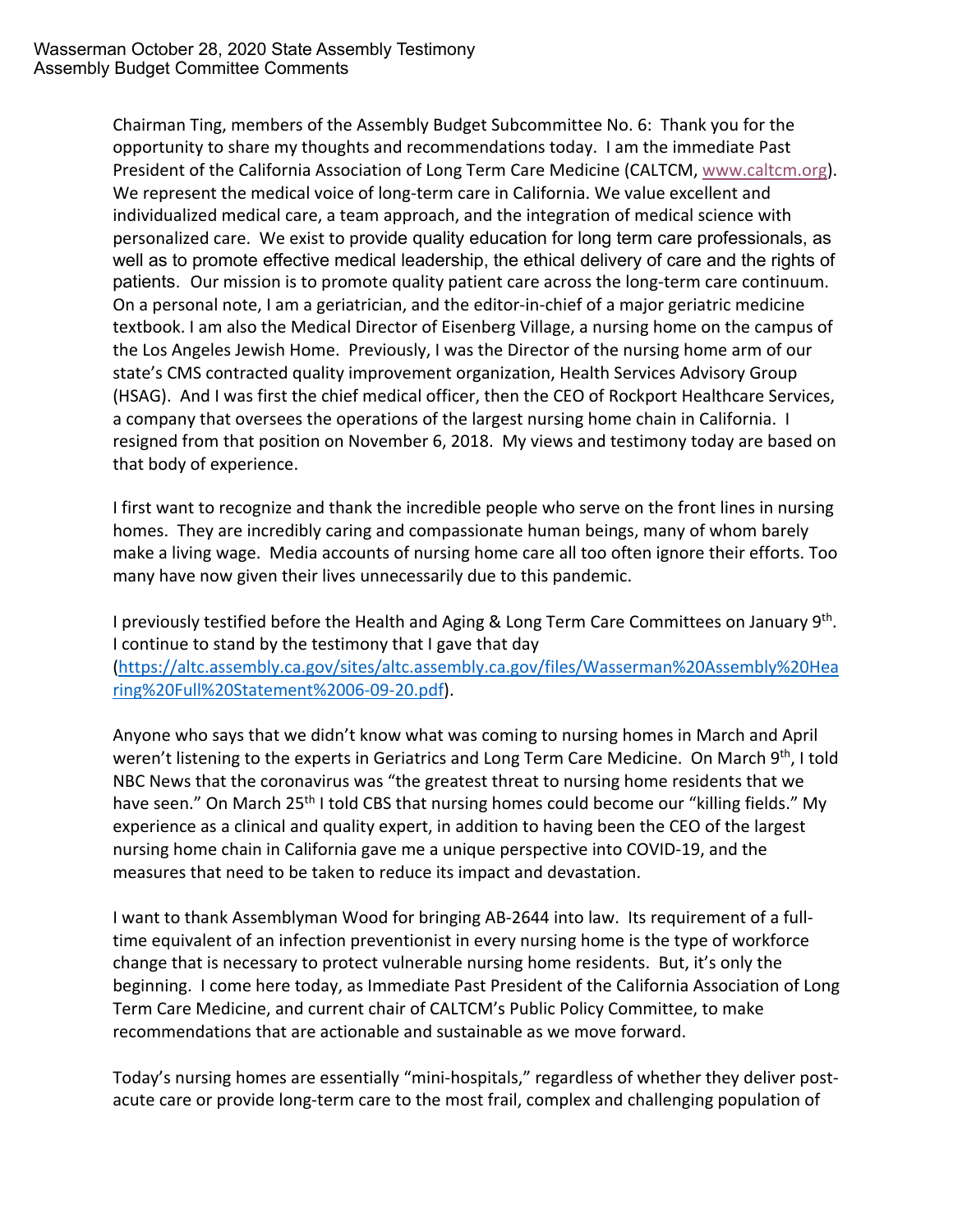Wasserman October 28, 2020 State Assembly Testimony
Assembly Budget Committee Comments

Chairman Ting, members of the Assembly Budget Subcommittee No. 6: Thank you for the opportunity to share my thoughts and recommendations today. I am the immediate Past President of the California Association of Long Term Care Medicine (CALTCM, www.caltcm.org). We represent the medical voice of long-term care in California. We value excellent and individualized medical care, a team approach, and the integration of medical science with personalized care. We exist to provide quality education for long term care professionals, as well as to promote effective medical leadership, the ethical delivery of care and the rights of patients. Our mission is to promote quality patient care across the long-term care continuum. On a personal note, I am a geriatrician, and the editor-in-chief of a major geriatric medicine textbook. I am also the Medical Director of Eisenberg Village, a nursing home on the campus of the Los Angeles Jewish Home. Previously, I was the Director of the nursing home arm of our state's CMS contracted quality improvement organization, Health Services Advisory Group (HSAG). And I was first the chief medical officer, then the CEO of Rockport Healthcare Services, a company that oversees the operations of the largest nursing home chain in California. I resigned from that position on November 6, 2018. My views and testimony today are based on that body of experience.

I first want to recognize and thank the incredible people who serve on the front lines in nursing homes. They are incredibly caring and compassionate human beings, many of whom barely make a living wage. Media accounts of nursing home care all too often ignore their efforts. Too many have now given their lives unnecessarily due to this pandemic.

I previously testified before the Health and Aging & Long Term Care Committees on January 9th. I continue to stand by the testimony that I gave that day (https://altc.assembly.ca.gov/sites/altc.assembly.ca.gov/files/Wasserman%20Assembly%20Hearing%20Full%20Statement%2006-09-20.pdf).

Anyone who says that we didn't know what was coming to nursing homes in March and April weren't listening to the experts in Geriatrics and Long Term Care Medicine. On March 9th, I told NBC News that the coronavirus was "the greatest threat to nursing home residents that we have seen." On March 25th I told CBS that nursing homes could become our "killing fields." My experience as a clinical and quality expert, in addition to having been the CEO of the largest nursing home chain in California gave me a unique perspective into COVID-19, and the measures that need to be taken to reduce its impact and devastation.

I want to thank Assemblyman Wood for bringing AB-2644 into law. Its requirement of a full-time equivalent of an infection preventionist in every nursing home is the type of workforce change that is necessary to protect vulnerable nursing home residents. But, it's only the beginning. I come here today, as Immediate Past President of the California Association of Long Term Care Medicine, and current chair of CALTCM's Public Policy Committee, to make recommendations that are actionable and sustainable as we move forward.

Today's nursing homes are essentially "mini-hospitals," regardless of whether they deliver post-acute care or provide long-term care to the most frail, complex and challenging population of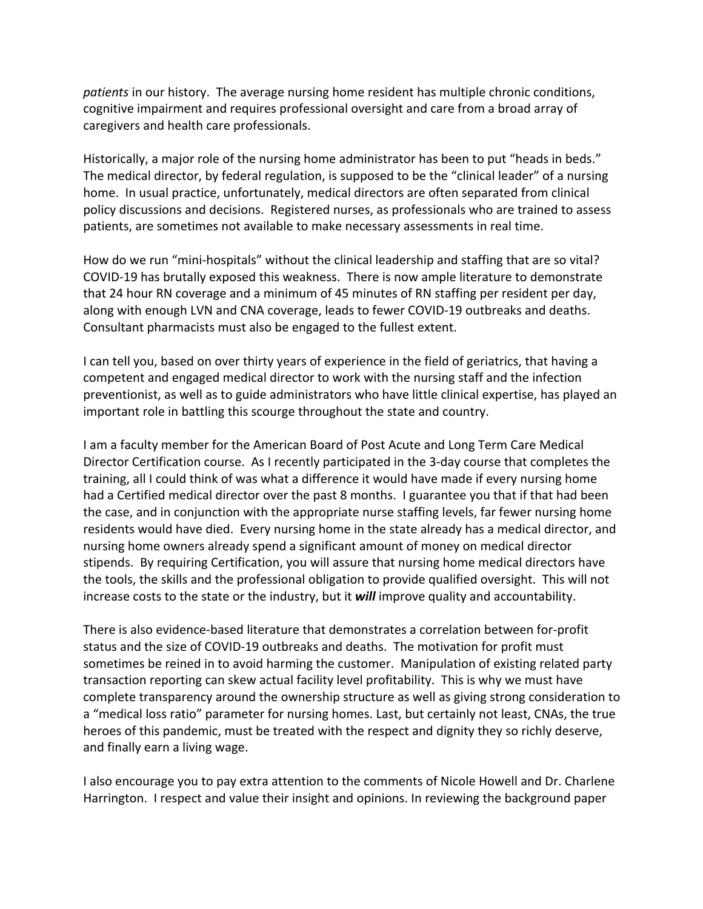*patients* in our history. The average nursing home resident has multiple chronic conditions, cognitive impairment and requires professional oversight and care from a broad array of caregivers and health care professionals.

Historically, a major role of the nursing home administrator has been to put "heads in beds." The medical director, by federal regulation, is supposed to be the "clinical leader" of a nursing home. In usual practice, unfortunately, medical directors are often separated from clinical policy discussions and decisions. Registered nurses, as professionals who are trained to assess patients, are sometimes not available to make necessary assessments in real time.

How do we run "mini-hospitals" without the clinical leadership and staffing that are so vital? COVID-19 has brutally exposed this weakness. There is now ample literature to demonstrate that 24 hour RN coverage and a minimum of 45 minutes of RN staffing per resident per day, along with enough LVN and CNA coverage, leads to fewer COVID-19 outbreaks and deaths. Consultant pharmacists must also be engaged to the fullest extent.

I can tell you, based on over thirty years of experience in the field of geriatrics, that having a competent and engaged medical director to work with the nursing staff and the infection preventionist, as well as to guide administrators who have little clinical expertise, has played an important role in battling this scourge throughout the state and country.

I am a faculty member for the American Board of Post Acute and Long Term Care Medical Director Certification course. As I recently participated in the 3-day course that completes the training, all I could think of was what a difference it would have made if every nursing home had a Certified medical director over the past 8 months. I guarantee you that if that had been the case, and in conjunction with the appropriate nurse staffing levels, far fewer nursing home residents would have died. Every nursing home in the state already has a medical director, and nursing home owners already spend a significant amount of money on medical director stipends. By requiring Certification, you will assure that nursing home medical directors have the tools, the skills and the professional obligation to provide qualified oversight. This will not increase costs to the state or the industry, but it ***will*** improve quality and accountability.

There is also evidence-based literature that demonstrates a correlation between for-profit status and the size of COVID-19 outbreaks and deaths. The motivation for profit must sometimes be reined in to avoid harming the customer. Manipulation of existing related party transaction reporting can skew actual facility level profitability. This is why we must have complete transparency around the ownership structure as well as giving strong consideration to a "medical loss ratio" parameter for nursing homes. Last, but certainly not least, CNAs, the true heroes of this pandemic, must be treated with the respect and dignity they so richly deserve, and finally earn a living wage.

I also encourage you to pay extra attention to the comments of Nicole Howell and Dr. Charlene Harrington. I respect and value their insight and opinions. In reviewing the background paper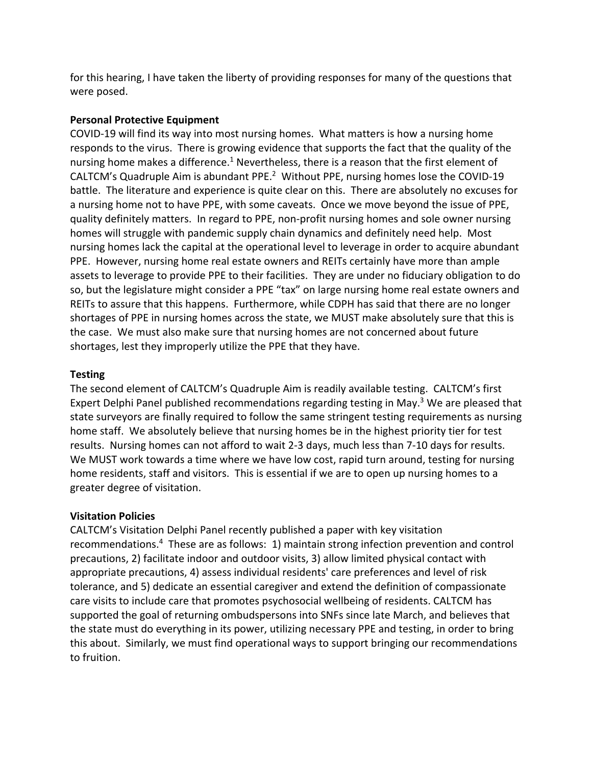for this hearing, I have taken the liberty of providing responses for many of the questions that were posed.

**Personal Protective Equipment**

COVID-19 will find its way into most nursing homes. What matters is how a nursing home responds to the virus. There is growing evidence that supports the fact that the quality of the nursing home makes a difference.[1] Nevertheless, there is a reason that the first element of CALTCM's Quadruple Aim is abundant PPE.[2] Without PPE, nursing homes lose the COVID-19 battle. The literature and experience is quite clear on this. There are absolutely no excuses for a nursing home not to have PPE, with some caveats. Once we move beyond the issue of PPE, quality definitely matters. In regard to PPE, non-profit nursing homes and sole owner nursing homes will struggle with pandemic supply chain dynamics and definitely need help. Most nursing homes lack the capital at the operational level to leverage in order to acquire abundant PPE. However, nursing home real estate owners and REITs certainly have more than ample assets to leverage to provide PPE to their facilities. They are under no fiduciary obligation to do so, but the legislature might consider a PPE "tax" on large nursing home real estate owners and REITs to assure that this happens. Furthermore, while CDPH has said that there are no longer shortages of PPE in nursing homes across the state, we MUST make absolutely sure that this is the case. We must also make sure that nursing homes are not concerned about future shortages, lest they improperly utilize the PPE that they have.

**Testing**

The second element of CALTCM's Quadruple Aim is readily available testing. CALTCM's first Expert Delphi Panel published recommendations regarding testing in May.[3] We are pleased that state surveyors are finally required to follow the same stringent testing requirements as nursing home staff. We absolutely believe that nursing homes be in the highest priority tier for test results. Nursing homes can not afford to wait 2-3 days, much less than 7-10 days for results. We MUST work towards a time where we have low cost, rapid turn around, testing for nursing home residents, staff and visitors. This is essential if we are to open up nursing homes to a greater degree of visitation.

**Visitation Policies**

CALTCM's Visitation Delphi Panel recently published a paper with key visitation recommendations.[4] These are as follows: 1) maintain strong infection prevention and control precautions, 2) facilitate indoor and outdoor visits, 3) allow limited physical contact with appropriate precautions, 4) assess individual residents' care preferences and level of risk tolerance, and 5) dedicate an essential caregiver and extend the definition of compassionate care visits to include care that promotes psychosocial wellbeing of residents. CALTCM has supported the goal of returning ombudspersons into SNFs since late March, and believes that the state must do everything in its power, utilizing necessary PPE and testing, in order to bring this about. Similarly, we must find operational ways to support bringing our recommendations to fruition.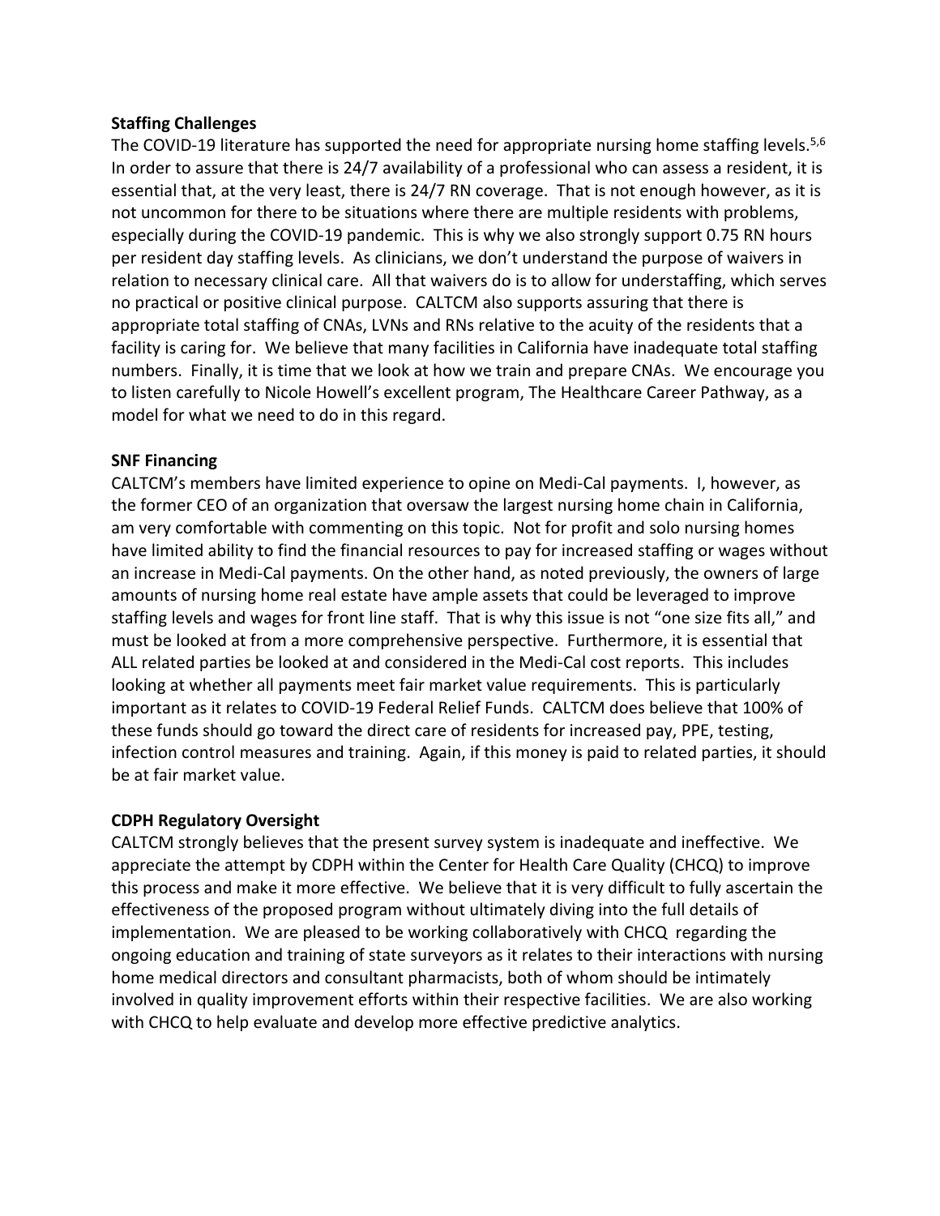**Staffing Challenges**

The COVID-19 literature has supported the need for appropriate nursing home staffing levels.[5,6] In order to assure that there is 24/7 availability of a professional who can assess a resident, it is essential that, at the very least, there is 24/7 RN coverage. That is not enough however, as it is not uncommon for there to be situations where there are multiple residents with problems, especially during the COVID-19 pandemic. This is why we also strongly support 0.75 RN hours per resident day staffing levels. As clinicians, we don't understand the purpose of waivers in relation to necessary clinical care. All that waivers do is to allow for understaffing, which serves no practical or positive clinical purpose. CALTCM also supports assuring that there is appropriate total staffing of CNAs, LVNs and RNs relative to the acuity of the residents that a facility is caring for. We believe that many facilities in California have inadequate total staffing numbers. Finally, it is time that we look at how we train and prepare CNAs. We encourage you to listen carefully to Nicole Howell's excellent program, The Healthcare Career Pathway, as a model for what we need to do in this regard.

**SNF Financing**

CALTCM's members have limited experience to opine on Medi-Cal payments. I, however, as the former CEO of an organization that oversaw the largest nursing home chain in California, am very comfortable with commenting on this topic. Not for profit and solo nursing homes have limited ability to find the financial resources to pay for increased staffing or wages without an increase in Medi-Cal payments. On the other hand, as noted previously, the owners of large amounts of nursing home real estate have ample assets that could be leveraged to improve staffing levels and wages for front line staff. That is why this issue is not "one size fits all," and must be looked at from a more comprehensive perspective. Furthermore, it is essential that ALL related parties be looked at and considered in the Medi-Cal cost reports. This includes looking at whether all payments meet fair market value requirements. This is particularly important as it relates to COVID-19 Federal Relief Funds. CALTCM does believe that 100% of these funds should go toward the direct care of residents for increased pay, PPE, testing, infection control measures and training. Again, if this money is paid to related parties, it should be at fair market value.

**CDPH Regulatory Oversight**

CALTCM strongly believes that the present survey system is inadequate and ineffective. We appreciate the attempt by CDPH within the Center for Health Care Quality (CHCQ) to improve this process and make it more effective. We believe that it is very difficult to fully ascertain the effectiveness of the proposed program without ultimately diving into the full details of implementation. We are pleased to be working collaboratively with CHCQ regarding the ongoing education and training of state surveyors as it relates to their interactions with nursing home medical directors and consultant pharmacists, both of whom should be intimately involved in quality improvement efforts within their respective facilities. We are also working with CHCQ to help evaluate and develop more effective predictive analytics.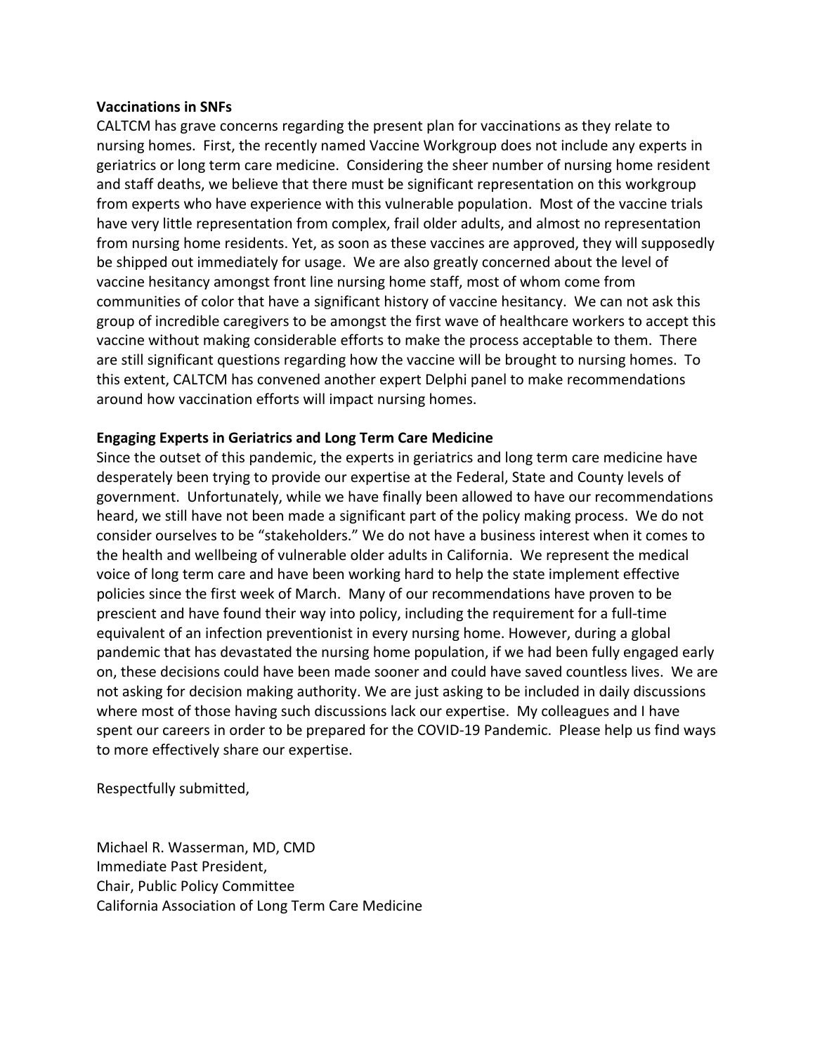**Vaccinations in SNFs**

CALTCM has grave concerns regarding the present plan for vaccinations as they relate to nursing homes. First, the recently named Vaccine Workgroup does not include any experts in geriatrics or long term care medicine. Considering the sheer number of nursing home resident and staff deaths, we believe that there must be significant representation on this workgroup from experts who have experience with this vulnerable population. Most of the vaccine trials have very little representation from complex, frail older adults, and almost no representation from nursing home residents. Yet, as soon as these vaccines are approved, they will supposedly be shipped out immediately for usage. We are also greatly concerned about the level of vaccine hesitancy amongst front line nursing home staff, most of whom come from communities of color that have a significant history of vaccine hesitancy. We can not ask this group of incredible caregivers to be amongst the first wave of healthcare workers to accept this vaccine without making considerable efforts to make the process acceptable to them. There are still significant questions regarding how the vaccine will be brought to nursing homes. To this extent, CALTCM has convened another expert Delphi panel to make recommendations around how vaccination efforts will impact nursing homes.

**Engaging Experts in Geriatrics and Long Term Care Medicine**

Since the outset of this pandemic, the experts in geriatrics and long term care medicine have desperately been trying to provide our expertise at the Federal, State and County levels of government. Unfortunately, while we have finally been allowed to have our recommendations heard, we still have not been made a significant part of the policy making process. We do not consider ourselves to be "stakeholders." We do not have a business interest when it comes to the health and wellbeing of vulnerable older adults in California. We represent the medical voice of long term care and have been working hard to help the state implement effective policies since the first week of March. Many of our recommendations have proven to be prescient and have found their way into policy, including the requirement for a full-time equivalent of an infection preventionist in every nursing home. However, during a global pandemic that has devastated the nursing home population, if we had been fully engaged early on, these decisions could have been made sooner and could have saved countless lives. We are not asking for decision making authority. We are just asking to be included in daily discussions where most of those having such discussions lack our expertise. My colleagues and I have spent our careers in order to be prepared for the COVID-19 Pandemic. Please help us find ways to more effectively share our expertise.

Respectfully submitted,

Michael R. Wasserman, MD, CMD
Immediate Past President,
Chair, Public Policy Committee
California Association of Long Term Care Medicine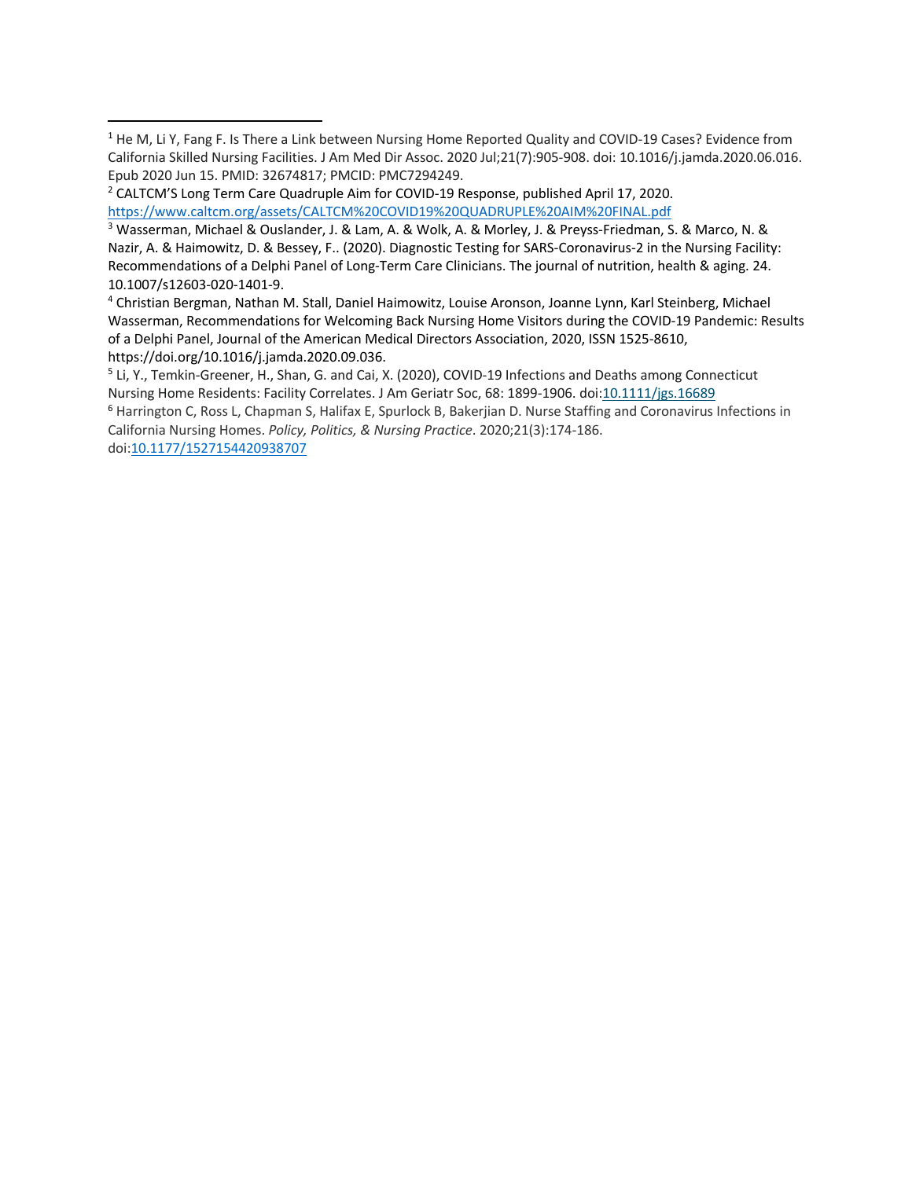[1] He M, Li Y, Fang F. Is There a Link between Nursing Home Reported Quality and COVID-19 Cases? Evidence from California Skilled Nursing Facilities. J Am Med Dir Assoc. 2020 Jul;21(7):905-908. doi: 10.1016/j.jamda.2020.06.016. Epub 2020 Jun 15. PMID: 32674817; PMCID: PMC7294249.

[2] CALTCM'S Long Term Care Quadruple Aim for COVID-19 Response, published April 17, 2020. https://www.caltcm.org/assets/CALTCM%20COVID19%20QUADRUPLE%20AIM%20FINAL.pdf

[3] Wasserman, Michael & Ouslander, J. & Lam, A. & Wolk, A. & Morley, J. & Preyss-Friedman, S. & Marco, N. & Nazir, A. & Haimowitz, D. & Bessey, F.. (2020). Diagnostic Testing for SARS-Coronavirus-2 in the Nursing Facility: Recommendations of a Delphi Panel of Long-Term Care Clinicians. The journal of nutrition, health & aging. 24. 10.1007/s12603-020-1401-9.

[4] Christian Bergman, Nathan M. Stall, Daniel Haimowitz, Louise Aronson, Joanne Lynn, Karl Steinberg, Michael Wasserman, Recommendations for Welcoming Back Nursing Home Visitors during the COVID-19 Pandemic: Results of a Delphi Panel, Journal of the American Medical Directors Association, 2020, ISSN 1525-8610, https://doi.org/10.1016/j.jamda.2020.09.036.

[5] Li, Y., Temkin-Greener, H., Shan, G. and Cai, X. (2020), COVID-19 Infections and Deaths among Connecticut Nursing Home Residents: Facility Correlates. J Am Geriatr Soc, 68: 1899-1906. doi:10.1111/jgs.16689

[6] Harrington C, Ross L, Chapman S, Halifax E, Spurlock B, Bakerjian D. Nurse Staffing and Coronavirus Infections in California Nursing Homes. *Policy, Politics, & Nursing Practice*. 2020;21(3):174-186. doi:10.1177/1527154420938707